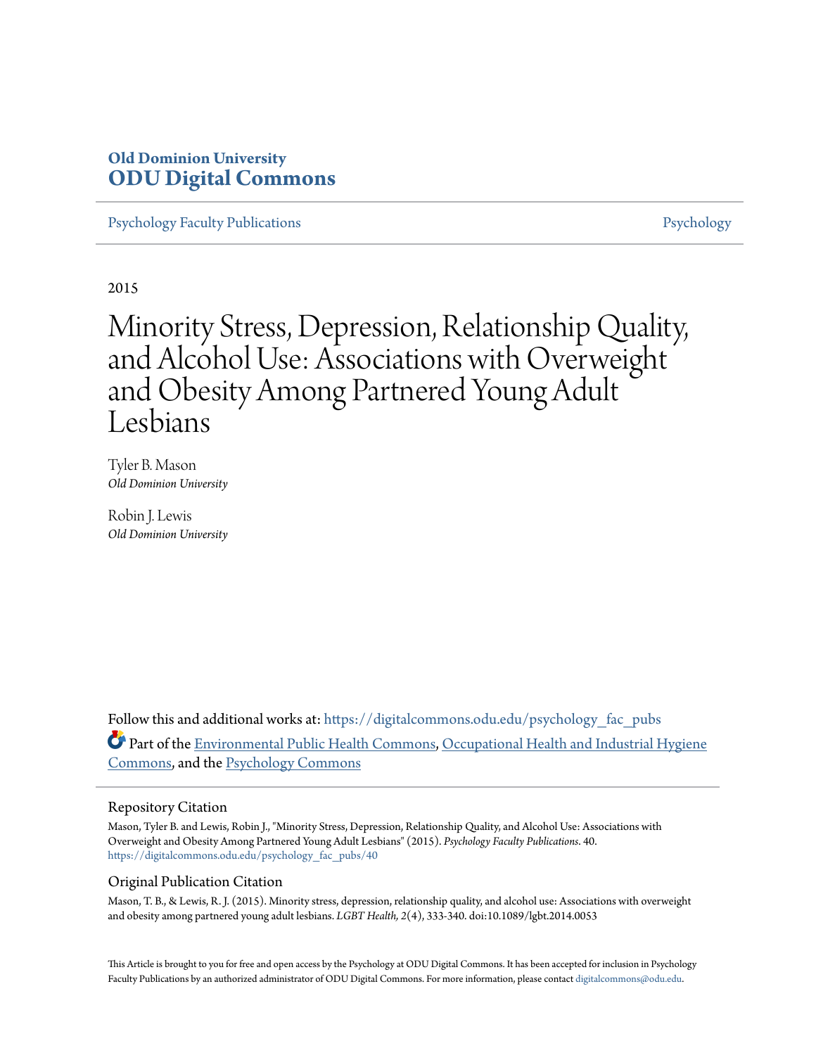# Old Dominion University
# ODU Digital Commons

Psychology Faculty Publications | Psychology

2015

# Minority Stress, Depression, Relationship Quality, and Alcohol Use: Associations with Overweight and Obesity Among Partnered Young Adult Lesbians

Tyler B. Mason
*Old Dominion University*

Robin J. Lewis
*Old Dominion University*

Follow this and additional works at: https://digitalcommons.odu.edu/psychology_fac_pubs

Part of the Environmental Public Health Commons, Occupational Health and Industrial Hygiene Commons, and the Psychology Commons

## Repository Citation

Mason, Tyler B. and Lewis, Robin J., "Minority Stress, Depression, Relationship Quality, and Alcohol Use: Associations with Overweight and Obesity Among Partnered Young Adult Lesbians" (2015). *Psychology Faculty Publications*. 40.
https://digitalcommons.odu.edu/psychology_fac_pubs/40

## Original Publication Citation

Mason, T. B., & Lewis, R. J. (2015). Minority stress, depression, relationship quality, and alcohol use: Associations with overweight and obesity among partnered young adult lesbians. *LGBT Health, 2*(4), 333-340. doi:10.1089/lgbt.2014.0053

This Article is brought to you for free and open access by the Psychology at ODU Digital Commons. It has been accepted for inclusion in Psychology Faculty Publications by an authorized administrator of ODU Digital Commons. For more information, please contact digitalcommons@odu.edu.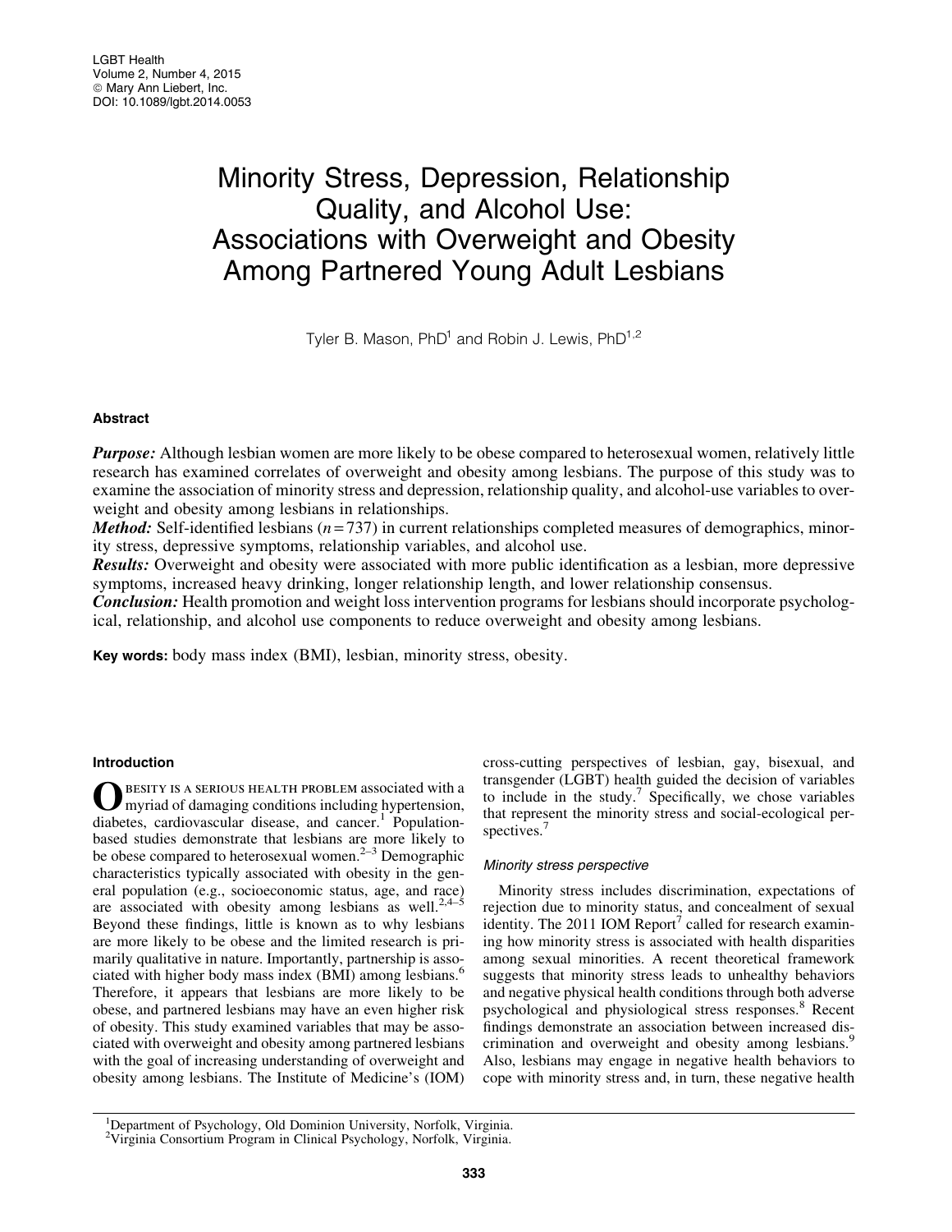# Minority Stress, Depression, Relationship Quality, and Alcohol Use: Associations with Overweight and Obesity Among Partnered Young Adult Lesbians

Tyler B. Mason, PhD[1] and Robin J. Lewis, PhD[1,2]

## Abstract

***Purpose:*** Although lesbian women are more likely to be obese compared to heterosexual women, relatively little research has examined correlates of overweight and obesity among lesbians. The purpose of this study was to examine the association of minority stress and depression, relationship quality, and alcohol-use variables to overweight and obesity among lesbians in relationships.

***Method:*** Self-identified lesbians ($n = 737$) in current relationships completed measures of demographics, minority stress, depressive symptoms, relationship variables, and alcohol use.

***Results:*** Overweight and obesity were associated with more public identification as a lesbian, more depressive symptoms, increased heavy drinking, longer relationship length, and lower relationship consensus.

***Conclusion:*** Health promotion and weight loss intervention programs for lesbians should incorporate psychological, relationship, and alcohol use components to reduce overweight and obesity among lesbians.

**Key words:** body mass index (BMI), lesbian, minority stress, obesity.

## Introduction

Obesity is a serious health problem associated with a myriad of damaging conditions including hypertension, diabetes, cardiovascular disease, and cancer.[1] Population-based studies demonstrate that lesbians are more likely to be obese compared to heterosexual women.[2–3] Demographic characteristics typically associated with obesity in the general population (e.g., socioeconomic status, age, and race) are associated with obesity among lesbians as well.[2,4–5] Beyond these findings, little is known as to why lesbians are more likely to be obese and the limited research is primarily qualitative in nature. Importantly, partnership is associated with higher body mass index (BMI) among lesbians.[6] Therefore, it appears that lesbians are more likely to be obese, and partnered lesbians may have an even higher risk of obesity. This study examined variables that may be associated with overweight and obesity among partnered lesbians with the goal of increasing understanding of overweight and obesity among lesbians. The Institute of Medicine's (IOM) cross-cutting perspectives of lesbian, gay, bisexual, and transgender (LGBT) health guided the decision of variables to include in the study.[7] Specifically, we chose variables that represent the minority stress and social-ecological perspectives.[7]

### Minority stress perspective

Minority stress includes discrimination, expectations of rejection due to minority status, and concealment of sexual identity. The 2011 IOM Report[7] called for research examining how minority stress is associated with health disparities among sexual minorities. A recent theoretical framework suggests that minority stress leads to unhealthy behaviors and negative physical health conditions through both adverse psychological and physiological stress responses.[8] Recent findings demonstrate an association between increased discrimination and overweight and obesity among lesbians.[9] Also, lesbians may engage in negative health behaviors to cope with minority stress and, in turn, these negative health

[1]Department of Psychology, Old Dominion University, Norfolk, Virginia.
[2]Virginia Consortium Program in Clinical Psychology, Norfolk, Virginia.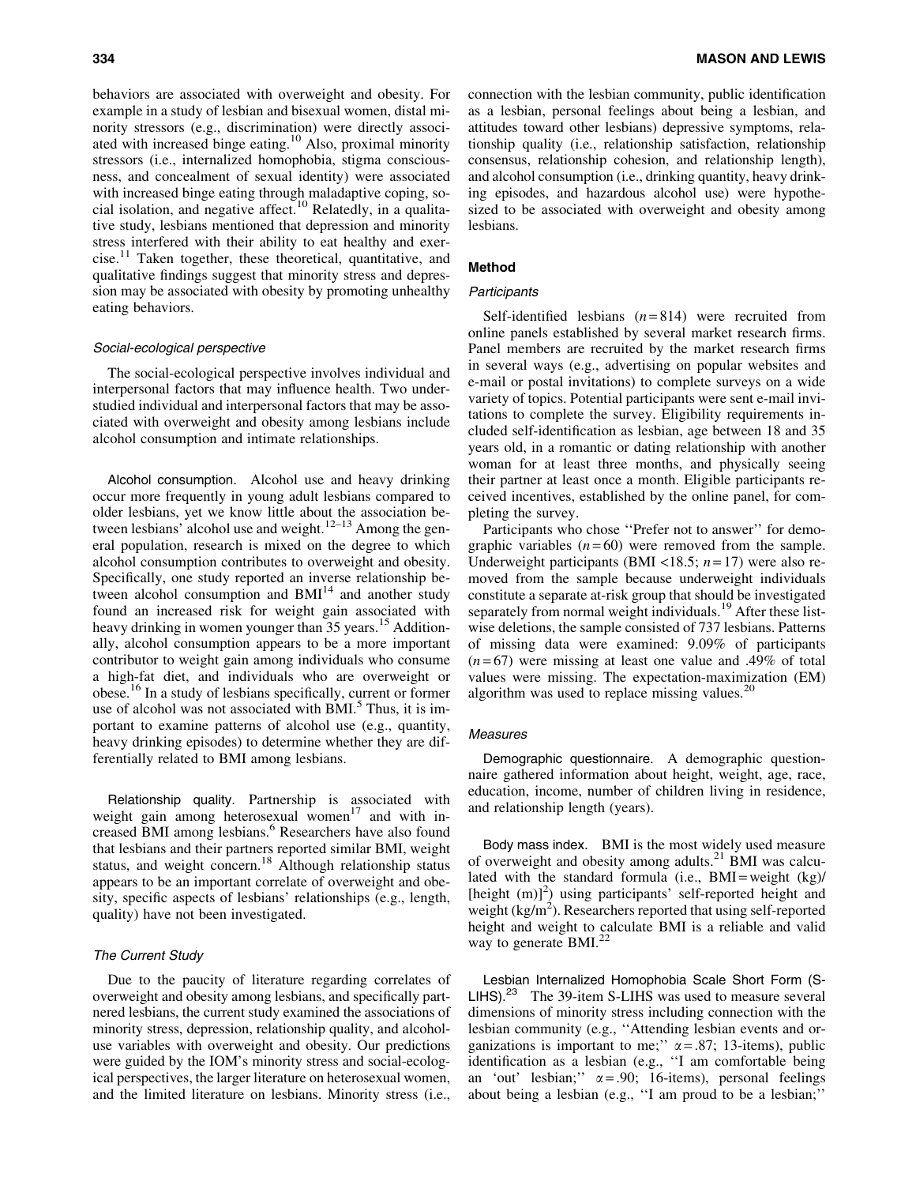behaviors are associated with overweight and obesity. For example in a study of lesbian and bisexual women, distal minority stressors (e.g., discrimination) were directly associated with increased binge eating.[10] Also, proximal minority stressors (i.e., internalized homophobia, stigma consciousness, and concealment of sexual identity) were associated with increased binge eating through maladaptive coping, social isolation, and negative affect.[10] Relatedly, in a qualitative study, lesbians mentioned that depression and minority stress interfered with their ability to eat healthy and exercise.[11] Taken together, these theoretical, quantitative, and qualitative findings suggest that minority stress and depression may be associated with obesity by promoting unhealthy eating behaviors.

### Social-ecological perspective

The social-ecological perspective involves individual and interpersonal factors that may influence health. Two understudied individual and interpersonal factors that may be associated with overweight and obesity among lesbians include alcohol consumption and intimate relationships.

#### Alcohol consumption.

Alcohol use and heavy drinking occur more frequently in young adult lesbians compared to older lesbians, yet we know little about the association between lesbians' alcohol use and weight.[12–13] Among the general population, research is mixed on the degree to which alcohol consumption contributes to overweight and obesity. Specifically, one study reported an inverse relationship between alcohol consumption and BMI[14] and another study found an increased risk for weight gain associated with heavy drinking in women younger than 35 years.[15] Additionally, alcohol consumption appears to be a more important contributor to weight gain among individuals who consume a high-fat diet, and individuals who are overweight or obese.[16] In a study of lesbians specifically, current or former use of alcohol was not associated with BMI.[5] Thus, it is important to examine patterns of alcohol use (e.g., quantity, heavy drinking episodes) to determine whether they are differentially related to BMI among lesbians.

#### Relationship quality.

Partnership is associated with weight gain among heterosexual women[17] and with increased BMI among lesbians.[6] Researchers have also found that lesbians and their partners reported similar BMI, weight status, and weight concern.[18] Although relationship status appears to be an important correlate of overweight and obesity, specific aspects of lesbians' relationships (e.g., length, quality) have not been investigated.

### The Current Study

Due to the paucity of literature regarding correlates of overweight and obesity among lesbians, and specifically partnered lesbians, the current study examined the associations of minority stress, depression, relationship quality, and alcohol-use variables with overweight and obesity. Our predictions were guided by the IOM's minority stress and social-ecological perspectives, the larger literature on heterosexual women, and the limited literature on lesbians. Minority stress (i.e., connection with the lesbian community, public identification as a lesbian, personal feelings about being a lesbian, and attitudes toward other lesbians) depressive symptoms, relationship quality (i.e., relationship satisfaction, relationship consensus, relationship cohesion, and relationship length), and alcohol consumption (i.e., drinking quantity, heavy drinking episodes, and hazardous alcohol use) were hypothesized to be associated with overweight and obesity among lesbians.

## Method

### Participants

Self-identified lesbians ($n = 814$) were recruited from online panels established by several market research firms. Panel members are recruited by the market research firms in several ways (e.g., advertising on popular websites and e-mail or postal invitations) to complete surveys on a wide variety of topics. Potential participants were sent e-mail invitations to complete the survey. Eligibility requirements included self-identification as lesbian, age between 18 and 35 years old, in a romantic or dating relationship with another woman for at least three months, and physically seeing their partner at least once a month. Eligible participants received incentives, established by the online panel, for completing the survey.

Participants who chose ''Prefer not to answer'' for demographic variables ($n = 60$) were removed from the sample. Underweight participants (BMI <18.5; $n = 17$) were also removed from the sample because underweight individuals constitute a separate at-risk group that should be investigated separately from normal weight individuals.[19] After these listwise deletions, the sample consisted of 737 lesbians. Patterns of missing data were examined: 9.09% of participants ($n = 67$) were missing at least one value and .49% of total values were missing. The expectation-maximization (EM) algorithm was used to replace missing values.[20]

### Measures

#### Demographic questionnaire.

A demographic questionnaire gathered information about height, weight, age, race, education, income, number of children living in residence, and relationship length (years).

#### Body mass index.

BMI is the most widely used measure of overweight and obesity among adults.[21] BMI was calculated with the standard formula (i.e., $\text{BMI} = \text{weight (kg)}/[\text{height (m)}]^2$) using participants' self-reported height and weight (kg/m$^2$). Researchers reported that using self-reported height and weight to calculate BMI is a reliable and valid way to generate BMI.[22]

#### Lesbian Internalized Homophobia Scale Short Form (S-LIHS).[23]

The 39-item S-LIHS was used to measure several dimensions of minority stress including connection with the lesbian community (e.g., ''Attending lesbian events and organizations is important to me;'' $\alpha = .87$; 13-items), public identification as a lesbian (e.g., ''I am comfortable being an 'out' lesbian;'' $\alpha = .90$; 16-items), personal feelings about being a lesbian (e.g., ''I am proud to be a lesbian;''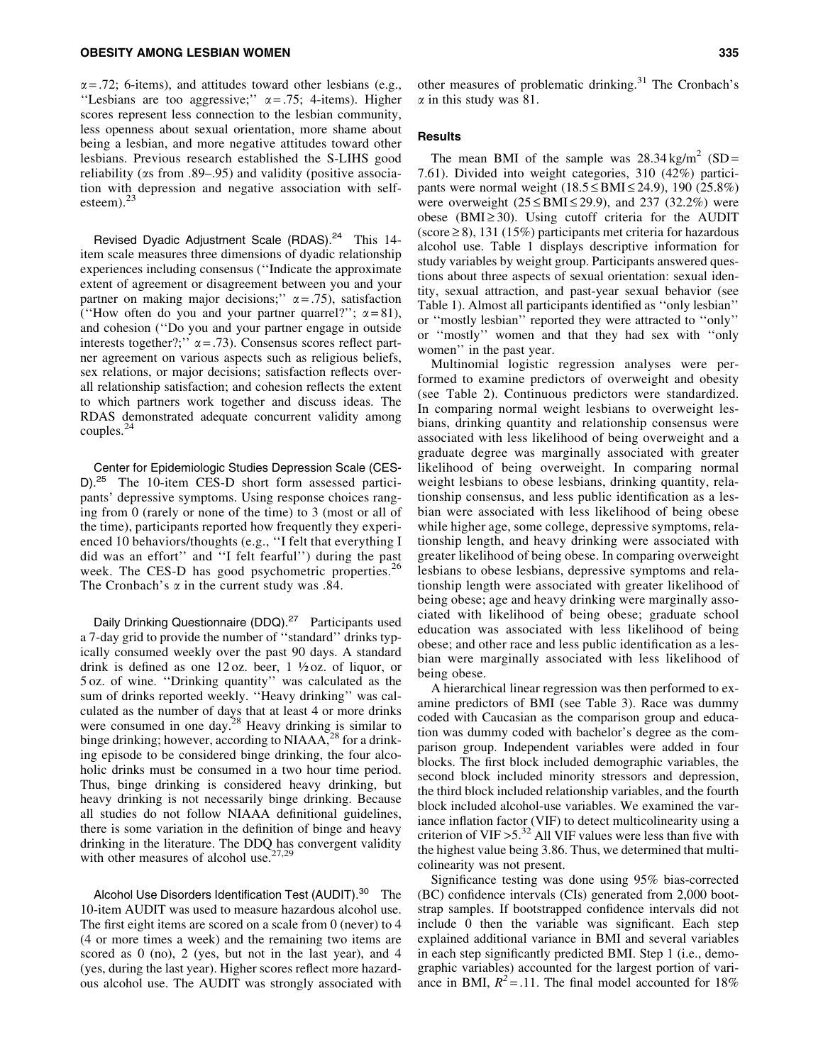$\alpha = .72$; 6-items), and attitudes toward other lesbians (e.g., ''Lesbians are too aggressive;'' $\alpha = .75$; 4-items). Higher scores represent less connection to the lesbian community, less openness about sexual orientation, more shame about being a lesbian, and more negative attitudes toward other lesbians. Previous research established the S-LIHS good reliability (αs from .89–.95) and validity (positive association with depression and negative association with self-esteem).[23]

Revised Dyadic Adjustment Scale (RDAS).[24] This 14-item scale measures three dimensions of dyadic relationship experiences including consensus (''Indicate the approximate extent of agreement or disagreement between you and your partner on making major decisions;'' $\alpha = .75$), satisfaction (''How often do you and your partner quarrel?''; $\alpha = 81$), and cohesion (''Do you and your partner engage in outside interests together?;'' $\alpha = .73$). Consensus scores reflect partner agreement on various aspects such as religious beliefs, sex relations, or major decisions; satisfaction reflects overall relationship satisfaction; and cohesion reflects the extent to which partners work together and discuss ideas. The RDAS demonstrated adequate concurrent validity among couples.[24]

Center for Epidemiologic Studies Depression Scale (CES-D).[25] The 10-item CES-D short form assessed participants' depressive symptoms. Using response choices ranging from 0 (rarely or none of the time) to 3 (most or all of the time), participants reported how frequently they experienced 10 behaviors/thoughts (e.g., ''I felt that everything I did was an effort'' and ''I felt fearful'') during the past week. The CES-D has good psychometric properties.[26] The Cronbach's α in the current study was .84.

Daily Drinking Questionnaire (DDQ).[27] Participants used a 7-day grid to provide the number of ''standard'' drinks typically consumed weekly over the past 90 days. A standard drink is defined as one 12 oz. beer, 1 ½ oz. of liquor, or 5 oz. of wine. ''Drinking quantity'' was calculated as the sum of drinks reported weekly. ''Heavy drinking'' was calculated as the number of days that at least 4 or more drinks were consumed in one day.[28] Heavy drinking is similar to binge drinking; however, according to NIAAA,[28] for a drinking episode to be considered binge drinking, the four alcoholic drinks must be consumed in a two hour time period. Thus, binge drinking is considered heavy drinking, but heavy drinking is not necessarily binge drinking. Because all studies do not follow NIAAA definitional guidelines, there is some variation in the definition of binge and heavy drinking in the literature. The DDQ has convergent validity with other measures of alcohol use.[27,29]

Alcohol Use Disorders Identification Test (AUDIT).[30] The 10-item AUDIT was used to measure hazardous alcohol use. The first eight items are scored on a scale from 0 (never) to 4 (4 or more times a week) and the remaining two items are scored as 0 (no), 2 (yes, but not in the last year), and 4 (yes, during the last year). Higher scores reflect more hazardous alcohol use. The AUDIT was strongly associated with other measures of problematic drinking.[31] The Cronbach's α in this study was 81.

## Results

The mean BMI of the sample was 28.34 kg/m$^2$ (SD = 7.61). Divided into weight categories, 310 (42%) participants were normal weight ($18.5 \leq \text{BMI} \leq 24.9$), 190 (25.8%) were overweight ($25 \leq \text{BMI} \leq 29.9$), and 237 (32.2%) were obese ($\text{BMI} \geq 30$). Using cutoff criteria for the AUDIT (score $\geq 8$), 131 (15%) participants met criteria for hazardous alcohol use. Table 1 displays descriptive information for study variables by weight group. Participants answered questions about three aspects of sexual orientation: sexual identity, sexual attraction, and past-year sexual behavior (see Table 1). Almost all participants identified as ''only lesbian'' or ''mostly lesbian'' reported they were attracted to ''only'' or ''mostly'' women and that they had sex with ''only women'' in the past year.

Multinomial logistic regression analyses were performed to examine predictors of overweight and obesity (see Table 2). Continuous predictors were standardized. In comparing normal weight lesbians to overweight lesbians, drinking quantity and relationship consensus were associated with less likelihood of being overweight and a graduate degree was marginally associated with greater likelihood of being overweight. In comparing normal weight lesbians to obese lesbians, drinking quantity, relationship consensus, and less public identification as a lesbian were associated with less likelihood of being obese while higher age, some college, depressive symptoms, relationship length, and heavy drinking were associated with greater likelihood of being obese. In comparing overweight lesbians to obese lesbians, depressive symptoms and relationship length were associated with greater likelihood of being obese; age and heavy drinking were marginally associated with likelihood of being obese; graduate school education was associated with less likelihood of being obese; and other race and less public identification as a lesbian were marginally associated with less likelihood of being obese.

A hierarchical linear regression was then performed to examine predictors of BMI (see Table 3). Race was dummy coded with Caucasian as the comparison group and education was dummy coded with bachelor's degree as the comparison group. Independent variables were added in four blocks. The first block included demographic variables, the second block included minority stressors and depression, the third block included relationship variables, and the fourth block included alcohol-use variables. We examined the variance inflation factor (VIF) to detect multicolinearity using a criterion of VIF $>5$.[32] All VIF values were less than five with the highest value being 3.86. Thus, we determined that multicolinearity was not present.

Significance testing was done using 95% bias-corrected (BC) confidence intervals (CIs) generated from 2,000 bootstrap samples. If bootstrapped confidence intervals did not include 0 then the variable was significant. Each step explained additional variance in BMI and several variables in each step significantly predicted BMI. Step 1 (i.e., demographic variables) accounted for the largest portion of variance in BMI, $R^2 = .11$. The final model accounted for 18%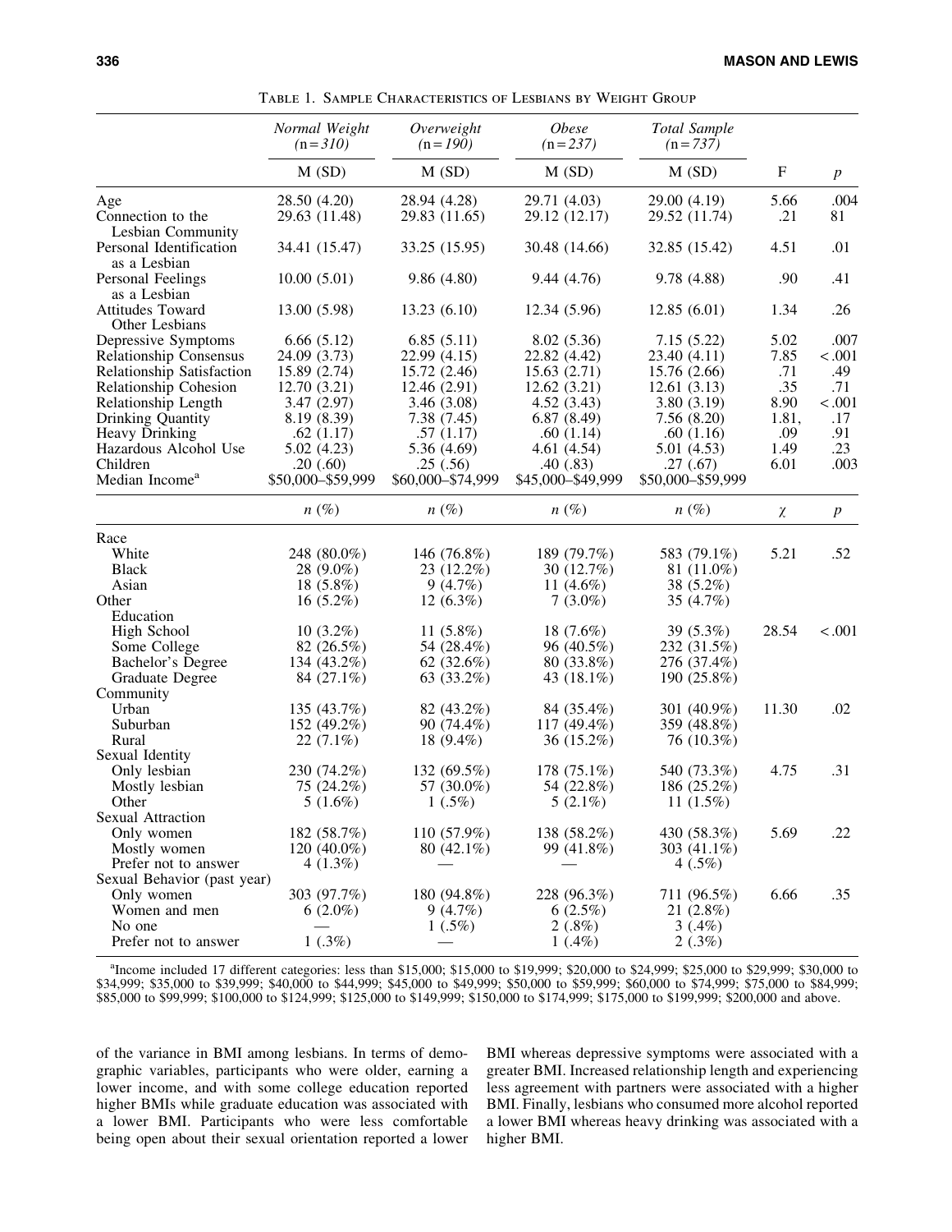Table 1. Sample Characteristics of Lesbians by Weight Group

| | *Normal Weight* (n = *310*) | *Overweight* (n = *190*) | *Obese* (n = *237*) | *Total Sample* (n = *737*) | | |
|---|---|---|---|---|---|---|
| | M (SD) | M (SD) | M (SD) | M (SD) | F | *p* |
| Age | 28.50 (4.20) | 28.94 (4.28) | 29.71 (4.03) | 29.00 (4.19) | 5.66 | .004 |
| Connection to the Lesbian Community | 29.63 (11.48) | 29.83 (11.65) | 29.12 (12.17) | 29.52 (11.74) | .21 | 81 |
| Personal Identification as a Lesbian | 34.41 (15.47) | 33.25 (15.95) | 30.48 (14.66) | 32.85 (15.42) | 4.51 | .01 |
| Personal Feelings as a Lesbian | 10.00 (5.01) | 9.86 (4.80) | 9.44 (4.76) | 9.78 (4.88) | .90 | .41 |
| Attitudes Toward Other Lesbians | 13.00 (5.98) | 13.23 (6.10) | 12.34 (5.96) | 12.85 (6.01) | 1.34 | .26 |
| Depressive Symptoms | 6.66 (5.12) | 6.85 (5.11) | 8.02 (5.36) | 7.15 (5.22) | 5.02 | .007 |
| Relationship Consensus | 24.09 (3.73) | 22.99 (4.15) | 22.82 (4.42) | 23.40 (4.11) | 7.85 | <.001 |
| Relationship Satisfaction | 15.89 (2.74) | 15.72 (2.46) | 15.63 (2.71) | 15.76 (2.66) | .71 | .49 |
| Relationship Cohesion | 12.70 (3.21) | 12.46 (2.91) | 12.62 (3.21) | 12.61 (3.13) | .35 | .71 |
| Relationship Length | 3.47 (2.97) | 3.46 (3.08) | 4.52 (3.43) | 3.80 (3.19) | 8.90 | <.001 |
| Drinking Quantity | 8.19 (8.39) | 7.38 (7.45) | 6.87 (8.49) | 7.56 (8.20) | 1.81, | .17 |
| Heavy Drinking | .62 (1.17) | .57 (1.17) | .60 (1.14) | .60 (1.16) | .09 | .91 |
| Hazardous Alcohol Use | 5.02 (4.23) | 5.36 (4.69) | 4.61 (4.54) | 5.01 (4.53) | 1.49 | .23 |
| Children | .20 (.60) | .25 (.56) | .40 (.83) | .27 (.67) | 6.01 | .003 |
| Median Income[a] | \$50,000–\$59,999 | \$60,000–\$74,999 | \$45,000–\$49,999 | \$50,000–\$59,999 | | |
| | *n* (%) | *n* (%) | *n* (%) | *n* (%) | χ | *p* |
| Race | | | | | | |
| White | 248 (80.0%) | 146 (76.8%) | 189 (79.7%) | 583 (79.1%) | 5.21 | .52 |
| Black | 28 (9.0%) | 23 (12.2%) | 30 (12.7%) | 81 (11.0%) | | |
| Asian | 18 (5.8%) | 9 (4.7%) | 11 (4.6%) | 38 (5.2%) | | |
| Other | 16 (5.2%) | 12 (6.3%) | 7 (3.0%) | 35 (4.7%) | | |
| Education | | | | | | |
| High School | 10 (3.2%) | 11 (5.8%) | 18 (7.6%) | 39 (5.3%) | 28.54 | <.001 |
| Some College | 82 (26.5%) | 54 (28.4%) | 96 (40.5%) | 232 (31.5%) | | |
| Bachelor's Degree | 134 (43.2%) | 62 (32.6%) | 80 (33.8%) | 276 (37.4%) | | |
| Graduate Degree | 84 (27.1%) | 63 (33.2%) | 43 (18.1%) | 190 (25.8%) | | |
| Community | | | | | | |
| Urban | 135 (43.7%) | 82 (43.2%) | 84 (35.4%) | 301 (40.9%) | 11.30 | .02 |
| Suburban | 152 (49.2%) | 90 (74.4%) | 117 (49.4%) | 359 (48.8%) | | |
| Rural | 22 (7.1%) | 18 (9.4%) | 36 (15.2%) | 76 (10.3%) | | |
| Sexual Identity | | | | | | |
| Only lesbian | 230 (74.2%) | 132 (69.5%) | 178 (75.1%) | 540 (73.3%) | 4.75 | .31 |
| Mostly lesbian | 75 (24.2%) | 57 (30.0%) | 54 (22.8%) | 186 (25.2%) | | |
| Other | 5 (1.6%) | 1 (.5%) | 5 (2.1%) | 11 (1.5%) | | |
| Sexual Attraction | | | | | | |
| Only women | 182 (58.7%) | 110 (57.9%) | 138 (58.2%) | 430 (58.3%) | 5.69 | .22 |
| Mostly women | 120 (40.0%) | 80 (42.1%) | 99 (41.8%) | 303 (41.1%) | | |
| Prefer not to answer | 4 (1.3%) | — | — | 4 (.5%) | | |
| Sexual Behavior (past year) | | | | | | |
| Only women | 303 (97.7%) | 180 (94.8%) | 228 (96.3%) | 711 (96.5%) | 6.66 | .35 |
| Women and men | 6 (2.0%) | 9 (4.7%) | 6 (2.5%) | 21 (2.8%) | | |
| No one | — | 1 (.5%) | 2 (.8%) | 3 (.4%) | | |
| Prefer not to answer | 1 (.3%) | — | 1 (.4%) | 2 (.3%) | | |

[a]Income included 17 different categories: less than \$15,000; \$15,000 to \$19,999; \$20,000 to \$24,999; \$25,000 to \$29,999; \$30,000 to \$34,999; \$35,000 to \$39,999; \$40,000 to \$44,999; \$45,000 to \$49,999; \$50,000 to \$59,999; \$60,000 to \$74,999; \$75,000 to \$84,999; \$85,000 to \$99,999; \$100,000 to \$124,999; \$125,000 to \$149,999; \$150,000 to \$174,999; \$175,000 to \$199,999; \$200,000 and above.

of the variance in BMI among lesbians. In terms of demographic variables, participants who were older, earning a lower income, and with some college education reported higher BMIs while graduate education was associated with a lower BMI. Participants who were less comfortable being open about their sexual orientation reported a lower BMI whereas depressive symptoms were associated with a greater BMI. Increased relationship length and experiencing less agreement with partners were associated with a higher BMI. Finally, lesbians who consumed more alcohol reported a lower BMI whereas heavy drinking was associated with a higher BMI.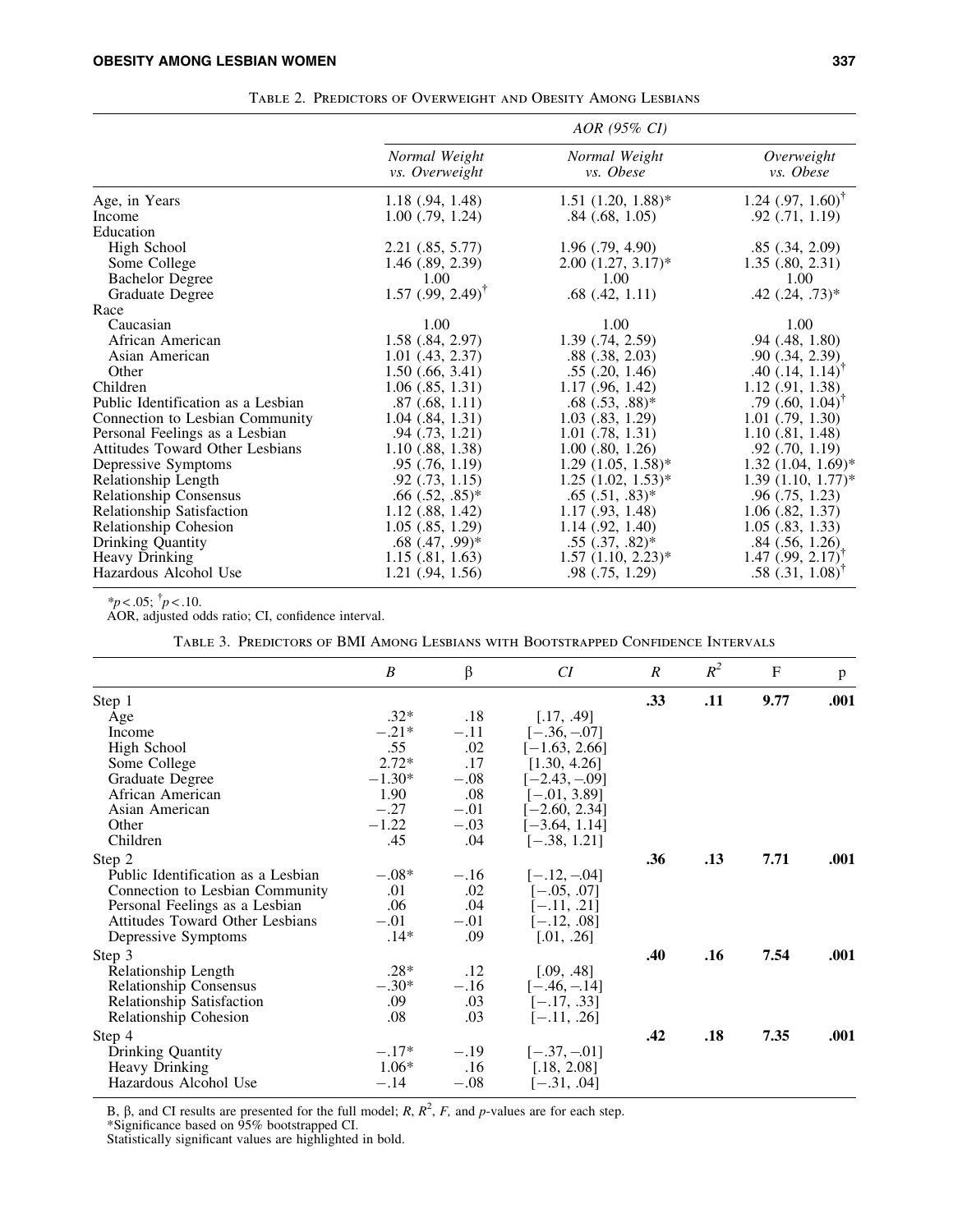Table 2. Predictors of Overweight and Obesity Among Lesbians

| | AOR (95% CI) | | |
|---|---|---|---|
| | *Normal Weight vs. Overweight* | *Normal Weight vs. Obese* | *Overweight vs. Obese* |
| Age, in Years | 1.18 (.94, 1.48) | 1.51 (1.20, 1.88)* | 1.24 (.97, 1.60)† |
| Income | 1.00 (.79, 1.24) | .84 (.68, 1.05) | .92 (.71, 1.19) |
| Education | | | |
| High School | 2.21 (.85, 5.77) | 1.96 (.79, 4.90) | .85 (.34, 2.09) |
| Some College | 1.46 (.89, 2.39) | 2.00 (1.27, 3.17)* | 1.35 (.80, 2.31) |
| Bachelor Degree | 1.00 | 1.00 | 1.00 |
| Graduate Degree | 1.57 (.99, 2.49)† | .68 (.42, 1.11) | .42 (.24, .73)* |
| Race | | | |
| Caucasian | 1.00 | 1.00 | 1.00 |
| African American | 1.58 (.84, 2.97) | 1.39 (.74, 2.59) | .94 (.48, 1.80) |
| Asian American | 1.01 (.43, 2.37) | .88 (.38, 2.03) | .90 (.34, 2.39) |
| Other | 1.50 (.66, 3.41) | .55 (.20, 1.46) | .40 (.14, 1.14)† |
| Children | 1.06 (.85, 1.31) | 1.17 (.96, 1.42) | 1.12 (.91, 1.38) |
| Public Identification as a Lesbian | .87 (.68, 1.11) | .68 (.53, .88)* | .79 (.60, 1.04)† |
| Connection to Lesbian Community | 1.04 (.84, 1.31) | 1.03 (.83, 1.29) | 1.01 (.79, 1.30) |
| Personal Feelings as a Lesbian | .94 (.73, 1.21) | 1.01 (.78, 1.31) | 1.10 (.81, 1.48) |
| Attitudes Toward Other Lesbians | 1.10 (.88, 1.38) | 1.00 (.80, 1.26) | .92 (.70, 1.19) |
| Depressive Symptoms | .95 (.76, 1.19) | 1.29 (1.05, 1.58)* | 1.32 (1.04, 1.69)* |
| Relationship Length | .92 (.73, 1.15) | 1.25 (1.02, 1.53)* | 1.39 (1.10, 1.77)* |
| Relationship Consensus | .66 (.52, .85)* | .65 (.51, .83)* | .96 (.75, 1.23) |
| Relationship Satisfaction | 1.12 (.88, 1.42) | 1.17 (.93, 1.48) | 1.06 (.82, 1.37) |
| Relationship Cohesion | 1.05 (.85, 1.29) | 1.14 (.92, 1.40) | 1.05 (.83, 1.33) |
| Drinking Quantity | .68 (.47, .99)* | .55 (.37, .82)* | .84 (.56, 1.26) |
| Heavy Drinking | 1.15 (.81, 1.63) | 1.57 (1.10, 2.23)* | 1.47 (.99, 2.17)† |
| Hazardous Alcohol Use | 1.21 (.94, 1.56) | .98 (.75, 1.29) | .58 (.31, 1.08)† |

*$p < .05$; †$p < .10$.
AOR, adjusted odds ratio; CI, confidence interval.

Table 3. Predictors of BMI Among Lesbians with Bootstrapped Confidence Intervals

| | *B* | β | *CI* | *R* | $R^2$ | F | p |
|---|---|---|---|---|---|---|---|
| Step 1 | | | | **.33** | **.11** | **9.77** | **.001** |
| Age | .32* | .18 | [.17, .49] | | | | |
| Income | −.21* | −.11 | [−.36, −.07] | | | | |
| High School | .55 | .02 | [−1.63, 2.66] | | | | |
| Some College | 2.72* | .17 | [1.30, 4.26] | | | | |
| Graduate Degree | −1.30* | −.08 | [−2.43, −.09] | | | | |
| African American | 1.90 | .08 | [−.01, 3.89] | | | | |
| Asian American | −.27 | −.01 | [−2.60, 2.34] | | | | |
| Other | −1.22 | −.03 | [−3.64, 1.14] | | | | |
| Children | .45 | .04 | [−.38, 1.21] | | | | |
| Step 2 | | | | **.36** | **.13** | **7.71** | **.001** |
| Public Identification as a Lesbian | −.08* | −.16 | [−.12, −.04] | | | | |
| Connection to Lesbian Community | .01 | .02 | [−.05, .07] | | | | |
| Personal Feelings as a Lesbian | .06 | .04 | [−.11, .21] | | | | |
| Attitudes Toward Other Lesbians | −.01 | −.01 | [−.12, .08] | | | | |
| Depressive Symptoms | .14* | .09 | [.01, .26] | | | | |
| Step 3 | | | | **.40** | **.16** | **7.54** | **.001** |
| Relationship Length | .28* | .12 | [.09, .48] | | | | |
| Relationship Consensus | −.30* | −.16 | [−.46, −.14] | | | | |
| Relationship Satisfaction | .09 | .03 | [−.17, .33] | | | | |
| Relationship Cohesion | .08 | .03 | [−.11, .26] | | | | |
| Step 4 | | | | **.42** | **.18** | **7.35** | **.001** |
| Drinking Quantity | −.17* | −.19 | [−.37, −.01] | | | | |
| Heavy Drinking | 1.06* | .16 | [.18, 2.08] | | | | |
| Hazardous Alcohol Use | −.14 | −.08 | [−.31, .04] | | | | |

B, β, and CI results are presented for the full model; *R*, $R^2$, *F*, and *p*-values are for each step.
*Significance based on 95% bootstrapped CI.
Statistically significant values are highlighted in bold.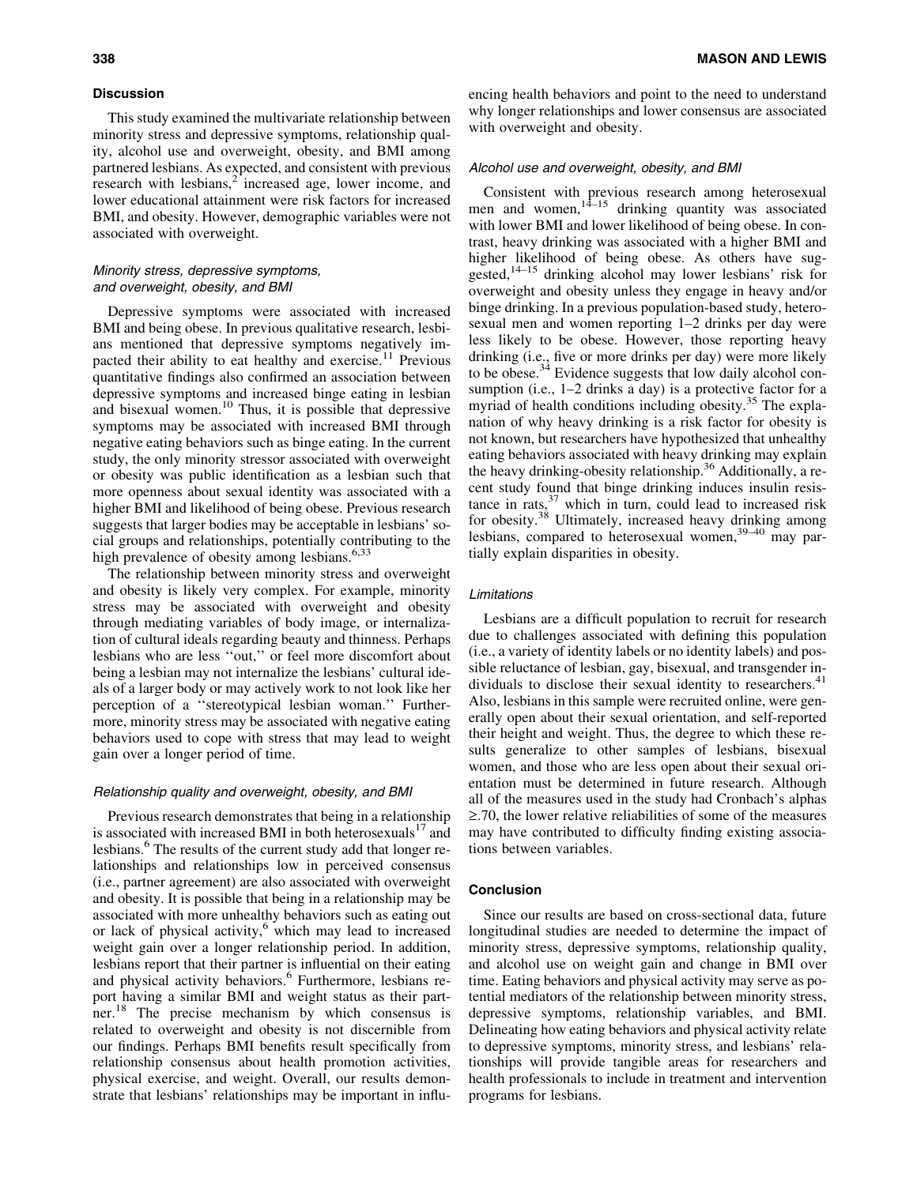## Discussion

This study examined the multivariate relationship between minority stress and depressive symptoms, relationship quality, alcohol use and overweight, obesity, and BMI among partnered lesbians. As expected, and consistent with previous research with lesbians,[2] increased age, lower income, and lower educational attainment were risk factors for increased BMI, and obesity. However, demographic variables were not associated with overweight.

### *Minority stress, depressive symptoms, and overweight, obesity, and BMI*

Depressive symptoms were associated with increased BMI and being obese. In previous qualitative research, lesbians mentioned that depressive symptoms negatively impacted their ability to eat healthy and exercise.[11] Previous quantitative findings also confirmed an association between depressive symptoms and increased binge eating in lesbian and bisexual women.[10] Thus, it is possible that depressive symptoms may be associated with increased BMI through negative eating behaviors such as binge eating. In the current study, the only minority stressor associated with overweight or obesity was public identification as a lesbian such that more openness about sexual identity was associated with a higher BMI and likelihood of being obese. Previous research suggests that larger bodies may be acceptable in lesbians' social groups and relationships, potentially contributing to the high prevalence of obesity among lesbians.[6,33]

The relationship between minority stress and overweight and obesity is likely very complex. For example, minority stress may be associated with overweight and obesity through mediating variables of body image, or internalization of cultural ideals regarding beauty and thinness. Perhaps lesbians who are less ''out,'' or feel more discomfort about being a lesbian may not internalize the lesbians' cultural ideals of a larger body or may actively work to not look like her perception of a ''stereotypical lesbian woman.'' Furthermore, minority stress may be associated with negative eating behaviors used to cope with stress that may lead to weight gain over a longer period of time.

### *Relationship quality and overweight, obesity, and BMI*

Previous research demonstrates that being in a relationship is associated with increased BMI in both heterosexuals[17] and lesbians.[6] The results of the current study add that longer relationships and relationships low in perceived consensus (i.e., partner agreement) are also associated with overweight and obesity. It is possible that being in a relationship may be associated with more unhealthy behaviors such as eating out or lack of physical activity,[6] which may lead to increased weight gain over a longer relationship period. In addition, lesbians report that their partner is influential on their eating and physical activity behaviors.[6] Furthermore, lesbians report having a similar BMI and weight status as their partner.[18] The precise mechanism by which consensus is related to overweight and obesity is not discernible from our findings. Perhaps BMI benefits result specifically from relationship consensus about health promotion activities, physical exercise, and weight. Overall, our results demonstrate that lesbians' relationships may be important in influencing health behaviors and point to the need to understand why longer relationships and lower consensus are associated with overweight and obesity.

### *Alcohol use and overweight, obesity, and BMI*

Consistent with previous research among heterosexual men and women,[14–15] drinking quantity was associated with lower BMI and lower likelihood of being obese. In contrast, heavy drinking was associated with a higher BMI and higher likelihood of being obese. As others have suggested,[14–15] drinking alcohol may lower lesbians' risk for overweight and obesity unless they engage in heavy and/or binge drinking. In a previous population-based study, heterosexual men and women reporting 1–2 drinks per day were less likely to be obese. However, those reporting heavy drinking (i.e., five or more drinks per day) were more likely to be obese.[34] Evidence suggests that low daily alcohol consumption (i.e., 1–2 drinks a day) is a protective factor for a myriad of health conditions including obesity.[35] The explanation of why heavy drinking is a risk factor for obesity is not known, but researchers have hypothesized that unhealthy eating behaviors associated with heavy drinking may explain the heavy drinking-obesity relationship.[36] Additionally, a recent study found that binge drinking induces insulin resistance in rats,[37] which in turn, could lead to increased risk for obesity.[38] Ultimately, increased heavy drinking among lesbians, compared to heterosexual women,[39–40] may partially explain disparities in obesity.

### *Limitations*

Lesbians are a difficult population to recruit for research due to challenges associated with defining this population (i.e., a variety of identity labels or no identity labels) and possible reluctance of lesbian, gay, bisexual, and transgender individuals to disclose their sexual identity to researchers.[41] Also, lesbians in this sample were recruited online, were generally open about their sexual orientation, and self-reported their height and weight. Thus, the degree to which these results generalize to other samples of lesbians, bisexual women, and those who are less open about their sexual orientation must be determined in future research. Although all of the measures used in the study had Cronbach's alphas $\geq$.70, the lower relative reliabilities of some of the measures may have contributed to difficulty finding existing associations between variables.

## Conclusion

Since our results are based on cross-sectional data, future longitudinal studies are needed to determine the impact of minority stress, depressive symptoms, relationship quality, and alcohol use on weight gain and change in BMI over time. Eating behaviors and physical activity may serve as potential mediators of the relationship between minority stress, depressive symptoms, relationship variables, and BMI. Delineating how eating behaviors and physical activity relate to depressive symptoms, minority stress, and lesbians' relationships will provide tangible areas for researchers and health professionals to include in treatment and intervention programs for lesbians.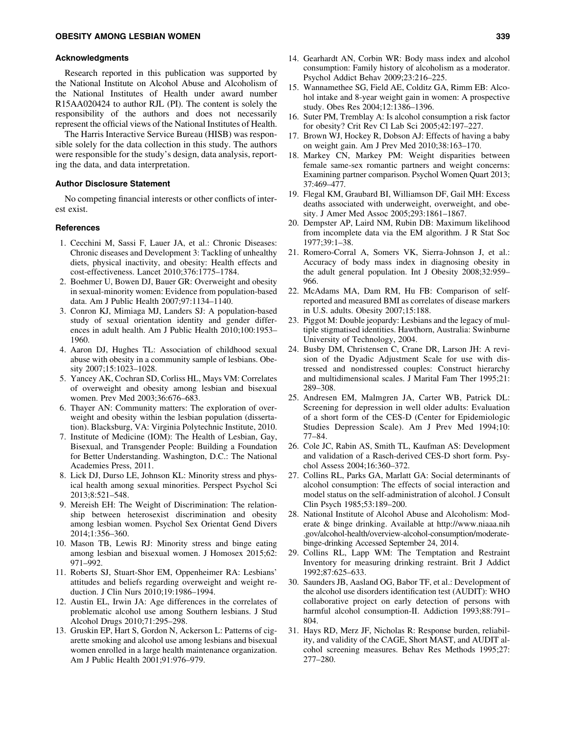## Acknowledgments

Research reported in this publication was supported by the National Institute on Alcohol Abuse and Alcoholism of the National Institutes of Health under award number R15AA020424 to author RJL (PI). The content is solely the responsibility of the authors and does not necessarily represent the official views of the National Institutes of Health.

The Harris Interactive Service Bureau (HISB) was responsible solely for the data collection in this study. The authors were responsible for the study's design, data analysis, reporting the data, and data interpretation.

## Author Disclosure Statement

No competing financial interests or other conflicts of interest exist.

## References

1. Cecchini M, Sassi F, Lauer JA, et al.: Chronic Diseases: Chronic diseases and Development 3: Tackling of unhealthy diets, physical inactivity, and obesity: Health effects and cost-effectiveness. Lancet 2010;376:1775–1784.
2. Boehmer U, Bowen DJ, Bauer GR: Overweight and obesity in sexual-minority women: Evidence from population-based data. Am J Public Health 2007;97:1134–1140.
3. Conron KJ, Mimiaga MJ, Landers SJ: A population-based study of sexual orientation identity and gender differences in adult health. Am J Public Health 2010;100:1953–1960.
4. Aaron DJ, Hughes TL: Association of childhood sexual abuse with obesity in a community sample of lesbians. Obesity 2007;15:1023–1028.
5. Yancey AK, Cochran SD, Corliss HL, Mays VM: Correlates of overweight and obesity among lesbian and bisexual women. Prev Med 2003;36:676–683.
6. Thayer AN: Community matters: The exploration of overweight and obesity within the lesbian population (dissertation). Blacksburg, VA: Virginia Polytechnic Institute, 2010.
7. Institute of Medicine (IOM): The Health of Lesbian, Gay, Bisexual, and Transgender People: Building a Foundation for Better Understanding. Washington, D.C.: The National Academies Press, 2011.
8. Lick DJ, Durso LE, Johnson KL: Minority stress and physical health among sexual minorities. Perspect Psychol Sci 2013;8:521–548.
9. Mereish EH: The Weight of Discrimination: The relationship between heterosexist discrimination and obesity among lesbian women. Psychol Sex Orientat Gend Divers 2014;1:356–360.
10. Mason TB, Lewis RJ: Minority stress and binge eating among lesbian and bisexual women. J Homosex 2015;62: 971–992.
11. Roberts SJ, Stuart-Shor EM, Oppenheimer RA: Lesbians' attitudes and beliefs regarding overweight and weight reduction. J Clin Nurs 2010;19:1986–1994.
12. Austin EL, Irwin JA: Age differences in the correlates of problematic alcohol use among Southern lesbians. J Stud Alcohol Drugs 2010;71:295–298.
13. Gruskin EP, Hart S, Gordon N, Ackerson L: Patterns of cigarette smoking and alcohol use among lesbians and bisexual women enrolled in a large health maintenance organization. Am J Public Health 2001;91:976–979.
14. Gearhardt AN, Corbin WR: Body mass index and alcohol consumption: Family history of alcoholism as a moderator. Psychol Addict Behav 2009;23:216–225.
15. Wannamethee SG, Field AE, Colditz GA, Rimm EB: Alcohol intake and 8-year weight gain in women: A prospective study. Obes Res 2004;12:1386–1396.
16. Suter PM, Tremblay A: Is alcohol consumption a risk factor for obesity? Crit Rev Cl Lab Sci 2005;42:197–227.
17. Brown WJ, Hockey R, Dobson AJ: Effects of having a baby on weight gain. Am J Prev Med 2010;38:163–170.
18. Markey CN, Markey PM: Weight disparities between female same-sex romantic partners and weight concerns: Examining partner comparison. Psychol Women Quart 2013; 37:469–477.
19. Flegal KM, Graubard BI, Williamson DF, Gail MH: Excess deaths associated with underweight, overweight, and obesity. J Amer Med Assoc 2005;293:1861–1867.
20. Dempster AP, Laird NM, Rubin DB: Maximum likelihood from incomplete data via the EM algorithm. J R Stat Soc 1977;39:1–38.
21. Romero-Corral A, Somers VK, Sierra-Johnson J, et al.: Accuracy of body mass index in diagnosing obesity in the adult general population. Int J Obesity 2008;32:959–966.
22. McAdams MA, Dam RM, Hu FB: Comparison of self-reported and measured BMI as correlates of disease markers in U.S. adults. Obesity 2007;15:188.
23. Piggot M: Double jeopardy: Lesbians and the legacy of multiple stigmatised identities. Hawthorn, Australia: Swinburne University of Technology, 2004.
24. Busby DM, Christensen C, Crane DR, Larson JH: A revision of the Dyadic Adjustment Scale for use with distressed and nondistressed couples: Construct hierarchy and multidimensional scales. J Marital Fam Ther 1995;21: 289–308.
25. Andresen EM, Malmgren JA, Carter WB, Patrick DL: Screening for depression in well older adults: Evaluation of a short form of the CES-D (Center for Epidemiologic Studies Depression Scale). Am J Prev Med 1994;10: 77–84.
26. Cole JC, Rabin AS, Smith TL, Kaufman AS: Development and validation of a Rasch-derived CES-D short form. Psychol Assess 2004;16:360–372.
27. Collins RL, Parks GA, Marlatt GA: Social determinants of alcohol consumption: The effects of social interaction and model status on the self-administration of alcohol. J Consult Clin Psych 1985;53:189–200.
28. National Institute of Alcohol Abuse and Alcoholism: Moderate & binge drinking. Available at http://www.niaaa.nih.gov/alcohol-health/overview-alcohol-consumption/moderate-binge-drinking Accessed September 24, 2014.
29. Collins RL, Lapp WM: The Temptation and Restraint Inventory for measuring drinking restraint. Brit J Addict 1992;87:625–633.
30. Saunders JB, Aasland OG, Babor TF, et al.: Development of the alcohol use disorders identification test (AUDIT): WHO collaborative project on early detection of persons with harmful alcohol consumption-II. Addiction 1993;88:791–804.
31. Hays RD, Merz JF, Nicholas R: Response burden, reliability, and validity of the CAGE, Short MAST, and AUDIT alcohol screening measures. Behav Res Methods 1995;27: 277–280.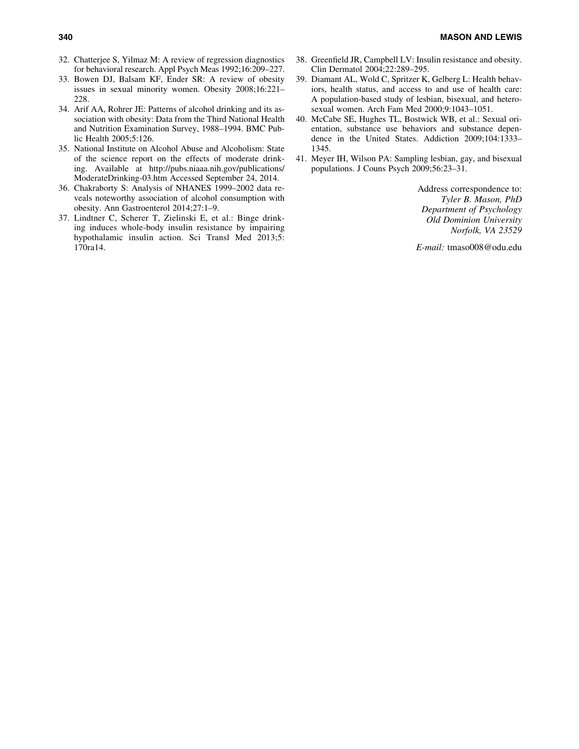32. Chatterjee S, Yilmaz M: A review of regression diagnostics for behavioral research. Appl Psych Meas 1992;16:209–227.
33. Bowen DJ, Balsam KF, Ender SR: A review of obesity issues in sexual minority women. Obesity 2008;16:221–228.
34. Arif AA, Rohrer JE: Patterns of alcohol drinking and its association with obesity: Data from the Third National Health and Nutrition Examination Survey, 1988–1994. BMC Public Health 2005;5:126.
35. National Institute on Alcohol Abuse and Alcoholism: State of the science report on the effects of moderate drinking. Available at http://pubs.niaaa.nih.gov/publications/ModerateDrinking-03.htm Accessed September 24, 2014.
36. Chakraborty S: Analysis of NHANES 1999–2002 data reveals noteworthy association of alcohol consumption with obesity. Ann Gastroenterol 2014;27:1–9.
37. Lindtner C, Scherer T, Zielinski E, et al.: Binge drinking induces whole-body insulin resistance by impairing hypothalamic insulin action. Sci Transl Med 2013;5: 170ra14.
38. Greenfield JR, Campbell LV: Insulin resistance and obesity. Clin Dermatol 2004;22:289–295.
39. Diamant AL, Wold C, Spritzer K, Gelberg L: Health behaviors, health status, and access to and use of health care: A population-based study of lesbian, bisexual, and heterosexual women. Arch Fam Med 2000;9:1043–1051.
40. McCabe SE, Hughes TL, Bostwick WB, et al.: Sexual orientation, substance use behaviors and substance dependence in the United States. Addiction 2009;104:1333–1345.
41. Meyer IH, Wilson PA: Sampling lesbian, gay, and bisexual populations. J Couns Psych 2009;56:23–31.

Address correspondence to:
*Tyler B. Mason, PhD*
*Department of Psychology*
*Old Dominion University*
*Norfolk, VA 23529*

*E-mail:* tmaso008@odu.edu